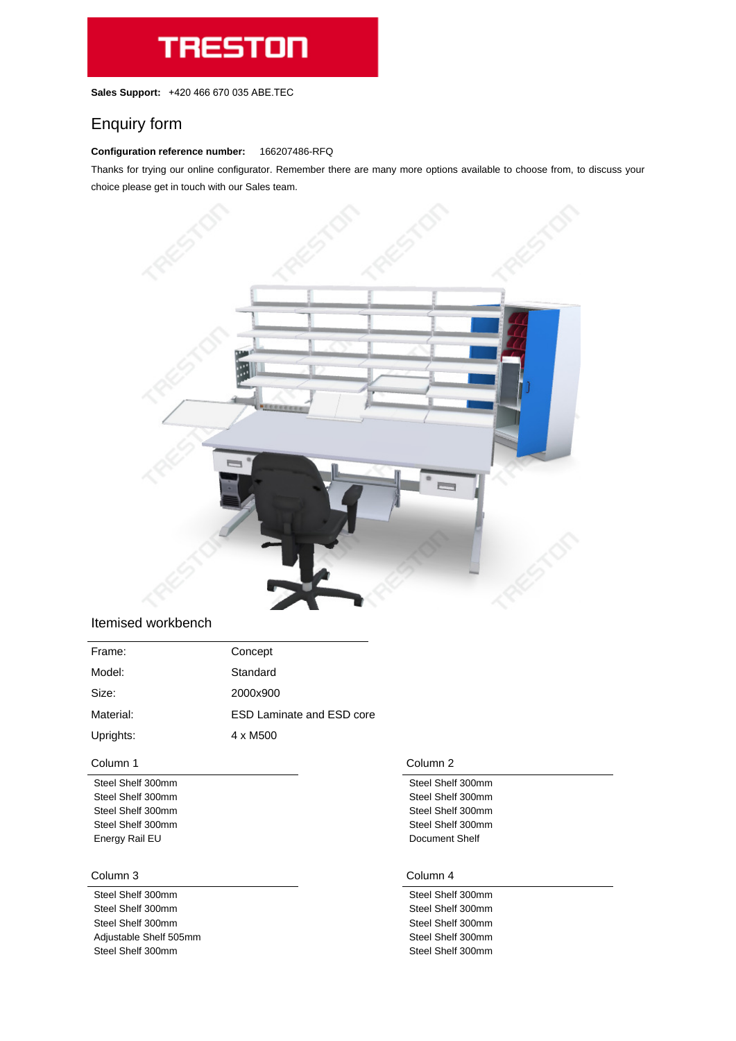**Sales Support:** +420 466 670 035 ABE.TEC

# Enquiry form

**Configuration reference number:** 166207486-RFQ

Thanks for trying our online configurator. Remember there are many more options available to choose from, to discuss your choice please get in touch with our Sales team.

## Itemised workbench

| | |
|---|---|
| Frame: | Concept |
| Model: | Standard |
| Size: | 2000x900 |
| Material: | ESD Laminate and ESD core |
| Uprights: | 4 x M500 |

### Column 1

Steel Shelf 300mm
Steel Shelf 300mm
Steel Shelf 300mm
Steel Shelf 300mm
Energy Rail EU

### Column 2

Steel Shelf 300mm
Steel Shelf 300mm
Steel Shelf 300mm
Steel Shelf 300mm
Document Shelf

### Column 3

Steel Shelf 300mm
Steel Shelf 300mm
Steel Shelf 300mm
Adjustable Shelf 505mm
Steel Shelf 300mm

### Column 4

Steel Shelf 300mm
Steel Shelf 300mm
Steel Shelf 300mm
Steel Shelf 300mm
Steel Shelf 300mm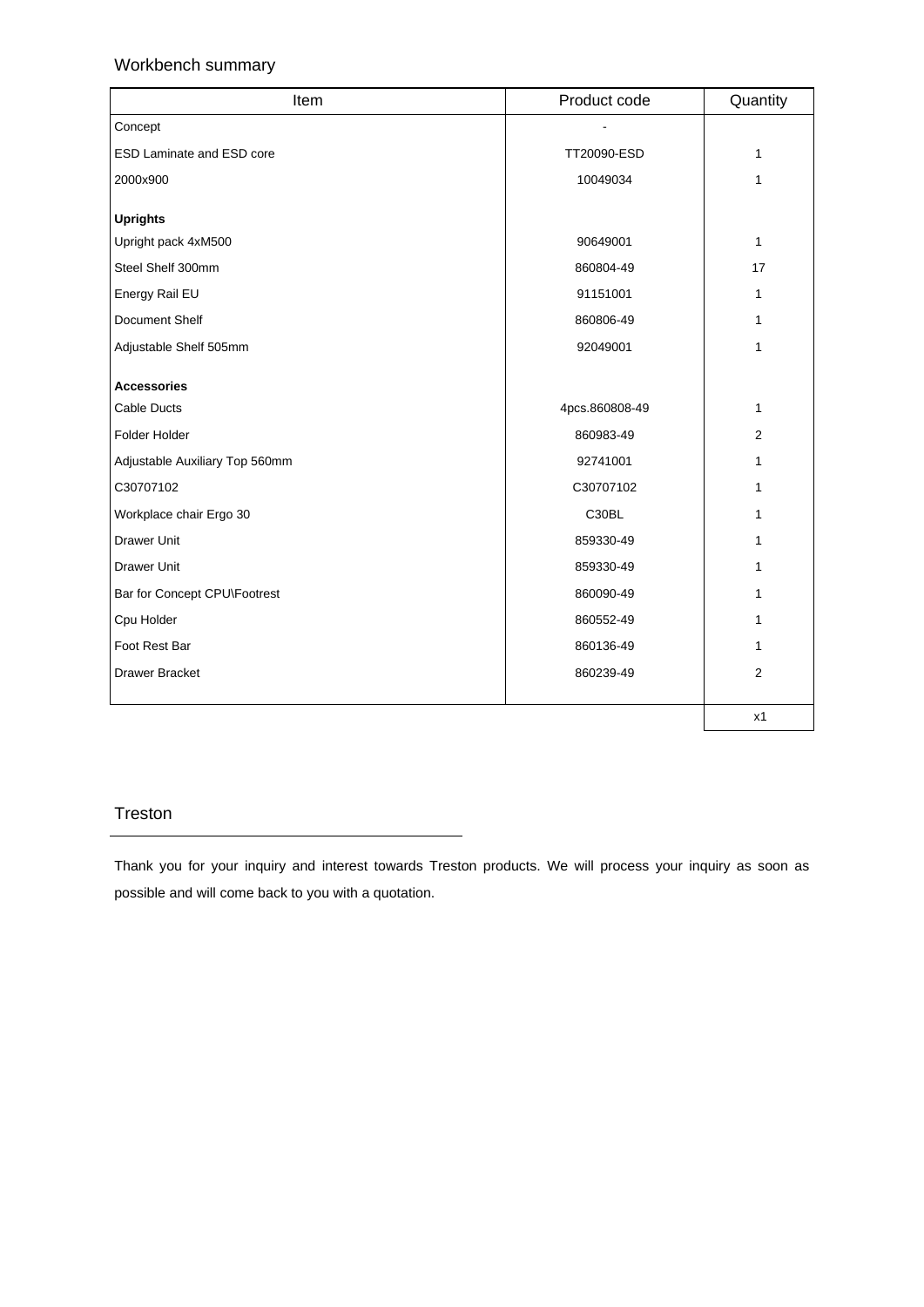## Workbench summary

| Item | Product code | Quantity |
|---|---|---|
| Concept | - | |
| ESD Laminate and ESD core | TT20090-ESD | 1 |
| 2000x900 | 10049034 | 1 |
| **Uprights** | | |
| Upright pack 4xM500 | 90649001 | 1 |
| Steel Shelf 300mm | 860804-49 | 17 |
| Energy Rail EU | 91151001 | 1 |
| Document Shelf | 860806-49 | 1 |
| Adjustable Shelf 505mm | 92049001 | 1 |
| **Accessories** | | |
| Cable Ducts | 4pcs.860808-49 | 1 |
| Folder Holder | 860983-49 | 2 |
| Adjustable Auxiliary Top 560mm | 92741001 | 1 |
| C30707102 | C30707102 | 1 |
| Workplace chair Ergo 30 | C30BL | 1 |
| Drawer Unit | 859330-49 | 1 |
| Drawer Unit | 859330-49 | 1 |
| Bar for Concept CPU\Footrest | 860090-49 | 1 |
| Cpu Holder | 860552-49 | 1 |
| Foot Rest Bar | 860136-49 | 1 |
| Drawer Bracket | 860239-49 | 2 |
| | | x1 |

## Treston

Thank you for your inquiry and interest towards Treston products. We will process your inquiry as soon as possible and will come back to you with a quotation.